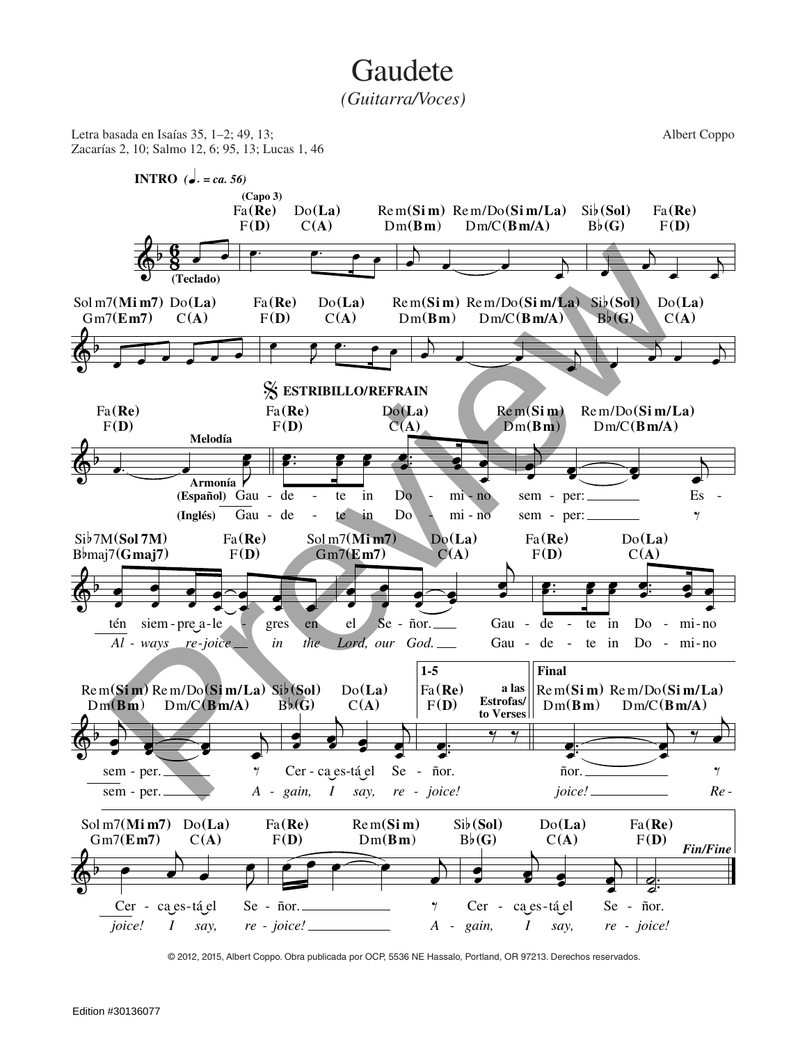# Gaudete

*(Guitarra/Voces)*

Letra basada en Isaías 35, 1–2; 49, 13; Zacarías 2, 10; Salmo 12, 6; 95, 13; Lucas 1, 46

Albert Coppo

**INTRO** (♩. = ca. 56)

(Capo 3)

Fa(Re) F(D) Do(La) C(A) Rem(Sim) Dm(Bm) Rem/Do(Sim/La) Dm/C(Bm/A) Si♭(Sol) B♭(G) Fa(Re) F(D)

(Teclado)

Solm7(Mim7) Gm7(Em7) Do(La) C(A) Fa(Re) F(D) Do(La) C(A) Rem(Sim) Dm(Bm) Rem/Do(Sim/La) Dm/C(Bm/A) Si♭(Sol) B♭(G) Do(La) C(A)

Fa(Re) F(D)

**ESTRIBILLO/REFRAIN**

Melodía / Armonía

(Español) Gaudete in Domino semper: Estén siempre alegres en el Señor. Gaudete in Domino semper. Cerca está el Señor.

(Inglés) Gaudete in Domino semper: *Always rejoice in the Lord, our God.* Gaudete in Domino semper. *Again, I say, rejoice!*

1-5 — a las Estrofas/to Verses

Final

(Español) ...ñor. Cerca está el Señor. Cerca está el Señor.

(Inglés) *...joice! Rejoice! I say, rejoice! Again, I say, rejoice!*

*Fin/Fine*

© 2012, 2015, Albert Coppo. Obra publicada por OCP, 5536 NE Hassalo, Portland, OR 97213. Derechos reservados.

Edition #30136077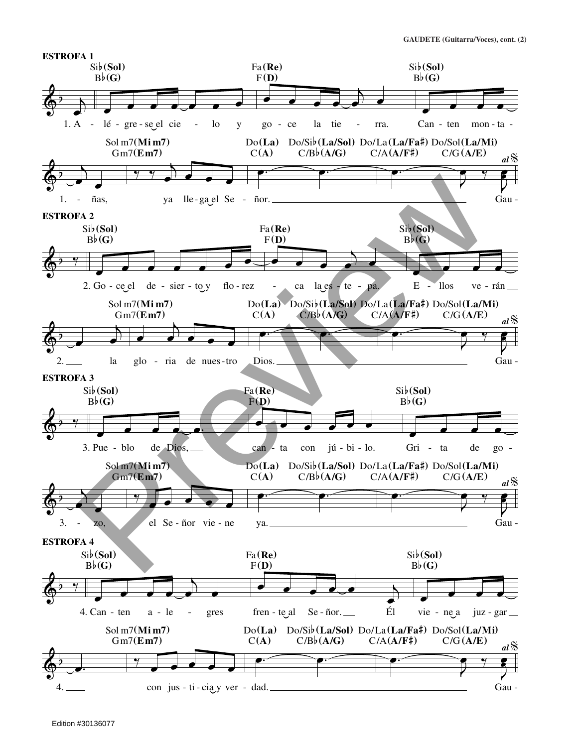## ESTROFA 1

Si♭(Sol) B♭(G) — Fa(Re) F(D) — Si♭(Sol) B♭(G)

1. A - lé - gre - se el cie - lo y go - ce la tie - rra. Can - ten mon - ta -

Sol m7(Mi m7) Gm7(Em7) — Do(La) C(A) — Do/Si♭(La/Sol) C/B♭(A/G) — Do/La(La/Fa♯) C/A(A/F♯) — Do/Sol(La/Mi) C/G(A/E) *al* 𝄋

1. - ñas, ya lle - ga el Se - ñor. Gau -

## ESTROFA 2

Si♭(Sol) B♭(G) — Fa(Re) F(D) — Si♭(Sol) B♭(G)

2. Go - ce el de - sier - to y flo - rez - ca la es - te - pa. E - llos ve - rán

Sol m7(Mi m7) Gm7(Em7) — Do(La) C(A) — Do/Si♭(La/Sol) C/B♭(A/G) — Do/La(La/Fa♯) C/A(A/F♯) — Do/Sol(La/Mi) C/G(A/E) *al* 𝄋

2. la glo - ria de nues - tro Dios. Gau -

## ESTROFA 3

Si♭(Sol) B♭(G) — Fa(Re) F(D) — Si♭(Sol) B♭(G)

3. Pue - blo de Dios, can - ta con jú - bi - lo. Gri - ta de go -

Sol m7(Mi m7) Gm7(Em7) — Do(La) C(A) — Do/Si♭(La/Sol) C/B♭(A/G) — Do/La(La/Fa♯) C/A(A/F♯) — Do/Sol(La/Mi) C/G(A/E) *al* 𝄋

3. - zo, el Se - ñor vie - ne ya. Gau -

## ESTROFA 4

Si♭(Sol) B♭(G) — Fa(Re) F(D) — Si♭(Sol) B♭(G)

4. Can - ten a - le - gres fren - te al Se - ñor. Él vie - ne a juz - gar

Sol m7(Mi m7) Gm7(Em7) — Do(La) C(A) — Do/Si♭(La/Sol) C/B♭(A/G) — Do/La(La/Fa♯) C/A(A/F♯) — Do/Sol(La/Mi) C/G(A/E) *al* 𝄋

4. con jus - ti - cia y ver - dad. Gau -

Edition #30136077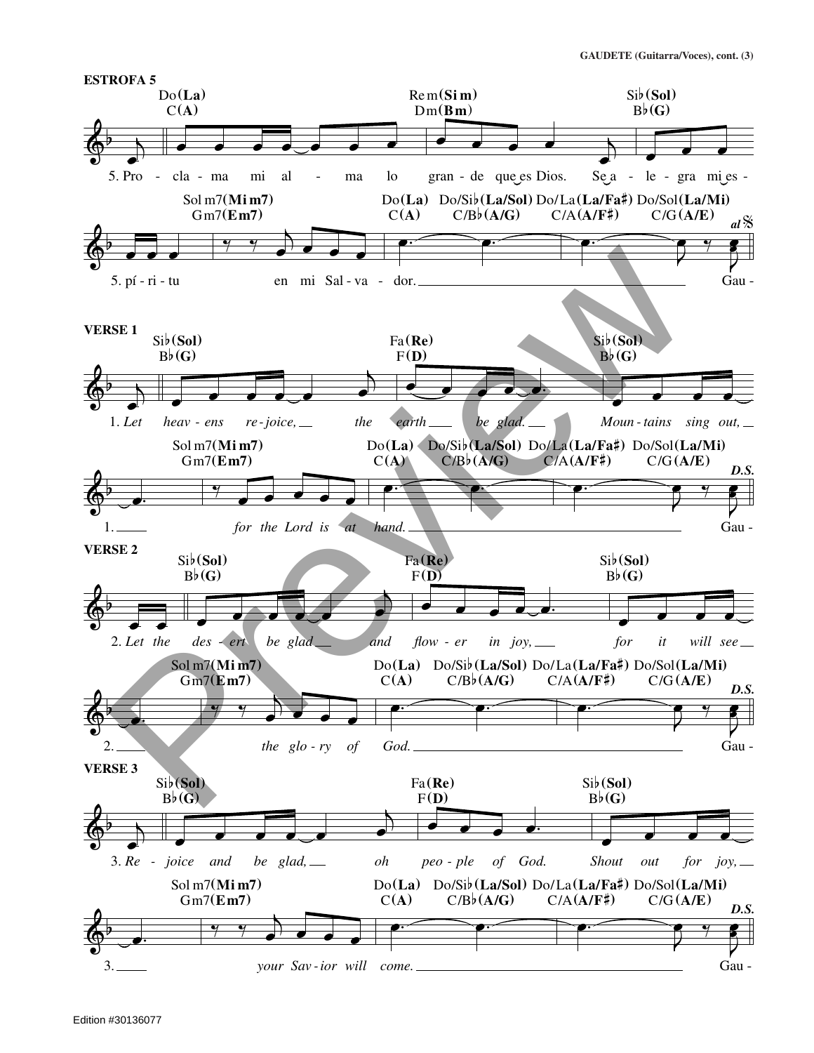## ESTROFA 5

Do(**La**) C(**A**) — Re m(**Si m**) Dm(**Bm**) — Si♭(**Sol**) B♭(**G**)

5. Pro - cla - ma mi al - ma lo gran - de que es Dios. Se a - le - gra mi es -

Sol m7(**Mi m7**) Gm7(**Em7**) — Do(**La**) C(**A**) — Do/Si♭(**La/Sol**) C/B♭(**A/G**) — Do/La(**La/Fa♯**) C/A(**A/F♯**) — Do/Sol(**La/Mi**) C/G(**A/E**) — *al* 𝄋

5. pí - ri - tu en mi Sal - va - dor. Gau -

## VERSE 1

Si♭(**Sol**) B♭(**G**) — Fa(**Re**) F(**D**) — Si♭(**Sol**) B♭(**G**)

1. *Let heav - ens re - joice, the earth be glad. Moun - tains sing out,*

Sol m7(**Mi m7**) Gm7(**Em7**) — Do(**La**) C(**A**) — Do/Si♭(**La/Sol**) C/B♭(**A/G**) — Do/La(**La/Fa♯**) C/A(**A/F♯**) — Do/Sol(**La/Mi**) C/G(**A/E**) — ***D.S.***

1. *for the Lord is at hand.* Gau -

## VERSE 2

Si♭(**Sol**) B♭(**G**) — Fa(**Re**) F(**D**) — Si♭(**Sol**) B♭(**G**)

2. *Let the des - ert be glad and flow - er in joy, for it will see*

Sol m7(**Mi m7**) Gm7(**Em7**) — Do(**La**) C(**A**) — Do/Si♭(**La/Sol**) C/B♭(**A/G**) — Do/La(**La/Fa♯**) C/A(**A/F♯**) — Do/Sol(**La/Mi**) C/G(**A/E**) — ***D.S.***

2. *the glo - ry of God.* Gau -

## VERSE 3

Si♭(**Sol**) B♭(**G**) — Fa(**Re**) F(**D**) — Si♭(**Sol**) B♭(**G**)

3. *Re - joice and be glad, oh peo - ple of God. Shout out for joy,*

Sol m7(**Mi m7**) Gm7(**Em7**) — Do(**La**) C(**A**) — Do/Si♭(**La/Sol**) C/B♭(**A/G**) — Do/La(**La/Fa♯**) C/A(**A/F♯**) — Do/Sol(**La/Mi**) C/G(**A/E**) — ***D.S.***

3. *your Sav - ior will come.* Gau -

Edition #30136077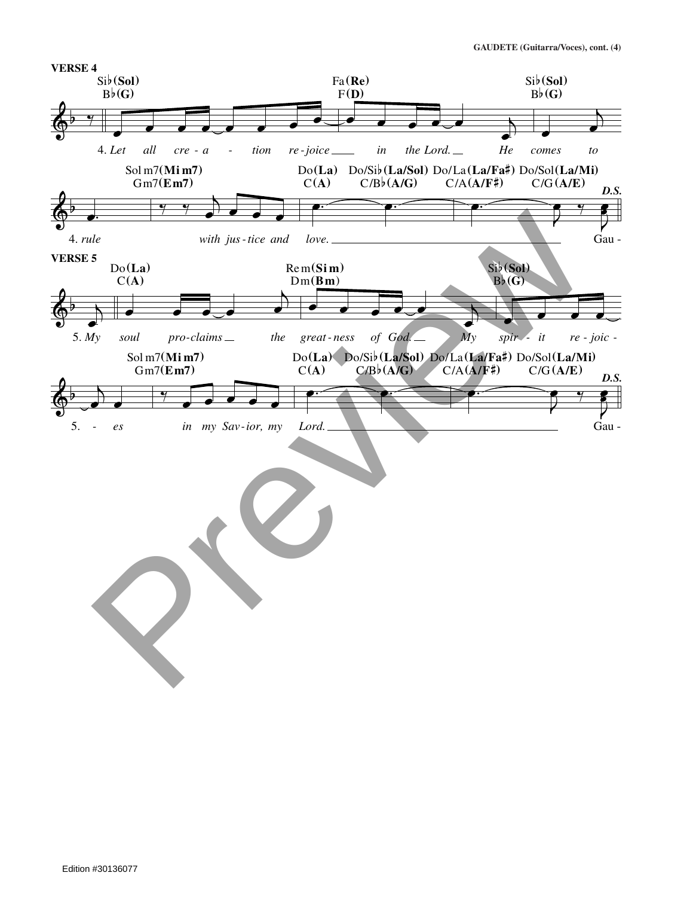**VERSE 4**

Si♭(Sol) B♭(G) — Fa(Re) F(D) — Si♭(Sol) B♭(G)

4. *Let all cre - a - tion re - joice in the Lord. He comes to*

Sol m7(Mi m7) Gm7(Em7) — Do(La) C(A) — Do/Si♭(La/Sol) C/B♭(A/G) — Do/La(La/Fa♯) C/A(A/F♯) — Do/Sol(La/Mi) C/G(A/E) — *D.S.*

4. *rule with jus - tice and love.* Gau -

**VERSE 5**

Do(La) C(A) — Re m(Si m) Dm(Bm) — Si♭(Sol) B♭(G)

5. *My soul pro - claims the great - ness of God. My spir - it re - joic -*

Sol m7(Mi m7) Gm7(Em7) — Do(La) C(A) — Do/Si♭(La/Sol) C/B♭(A/G) — Do/La(La/Fa♯) C/A(A/F♯) — Do/Sol(La/Mi) C/G(A/E) — *D.S.*

5. *- es in my Sav - ior, my Lord.* Gau -